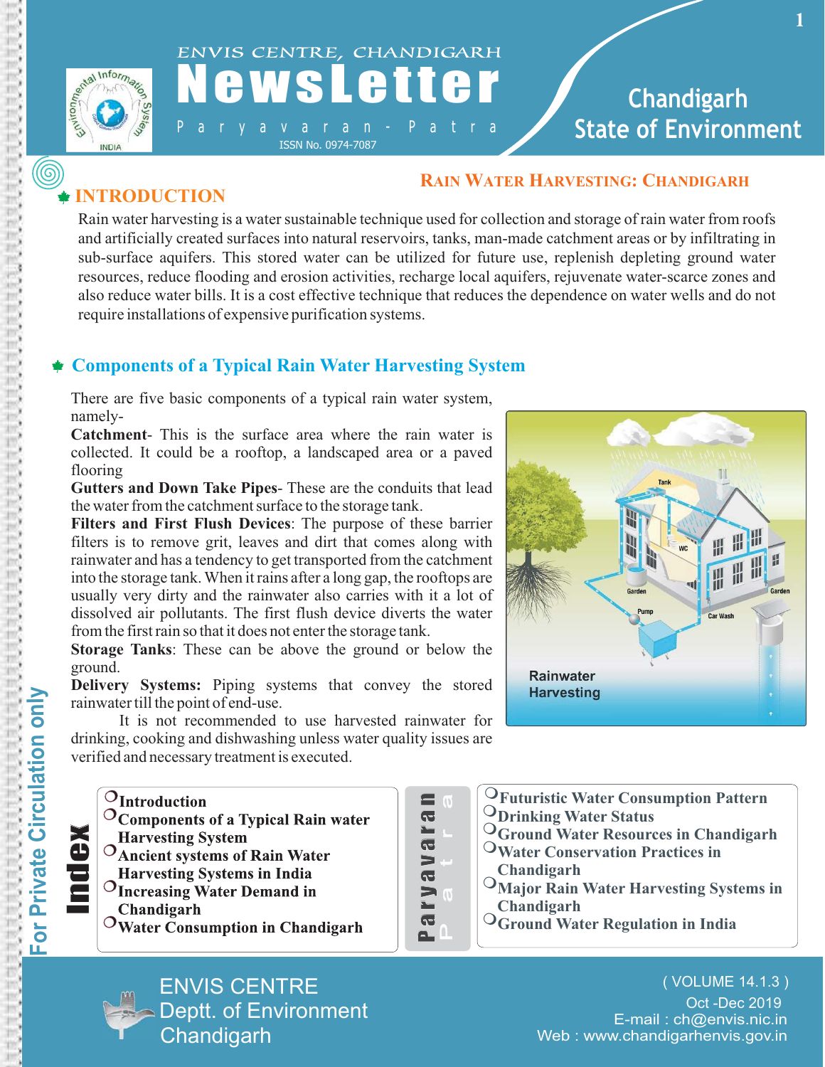ENVIS CENTRE, CHANDIGARH

# NewsLetter

Paryavaran - Patra

ISSN No. 0974-7087

**Chandigarh State of Environment**

## RAIN WATER HARVESTING: CHANDIGARH

## INTRODUCTION

Rain water harvesting is a water sustainable technique used for collection and storage of rain water from roofs and artificially created surfaces into natural reservoirs, tanks, man-made catchment areas or by infiltrating in sub-surface aquifers. This stored water can be utilized for future use, replenish depleting ground water resources, reduce flooding and erosion activities, recharge local aquifers, rejuvenate water-scarce zones and also reduce water bills. It is a cost effective technique that reduces the dependence on water wells and do not require installations of expensive purification systems.

## Components of a Typical Rain Water Harvesting System

There are five basic components of a typical rain water system, namely-

**Catchment**- This is the surface area where the rain water is collected. It could be a rooftop, a landscaped area or a paved flooring

**Gutters and Down Take Pipes**- These are the conduits that lead the water from the catchment surface to the storage tank.

**Filters and First Flush Devices**: The purpose of these barrier filters is to remove grit, leaves and dirt that comes along with rainwater and has a tendency to get transported from the catchment into the storage tank. When it rains after a long gap, the rooftops are usually very dirty and the rainwater also carries with it a lot of dissolved air pollutants. The first flush device diverts the water from the first rain so that it does not enter the storage tank.

**Storage Tanks**: These can be above the ground or below the ground.

**Delivery Systems:** Piping systems that convey the stored rainwater till the point of end-use.

It is not recommended to use harvested rainwater for drinking, cooking and dishwashing unless water quality issues are verified and necessary treatment is executed.

Rainwater Harvesting

## Index

- Introduction
- Components of a Typical Rain water Harvesting System
- Ancient systems of Rain Water Harvesting Systems in India
- Increasing Water Demand in Chandigarh
- Water Consumption in Chandigarh
- Futuristic Water Consumption Pattern
- Drinking Water Status
- Ground Water Resources in Chandigarh
- Water Conservation Practices in Chandigarh
- Major Rain Water Harvesting Systems in Chandigarh
- Ground Water Regulation in India

For Private Circulation only

ENVIS CENTRE
Deptt. of Environment
Chandigarh

( VOLUME 14.1.3 )
Oct -Dec 2019
E-mail : ch@envis.nic.in
Web : www.chandigarhenvis.gov.in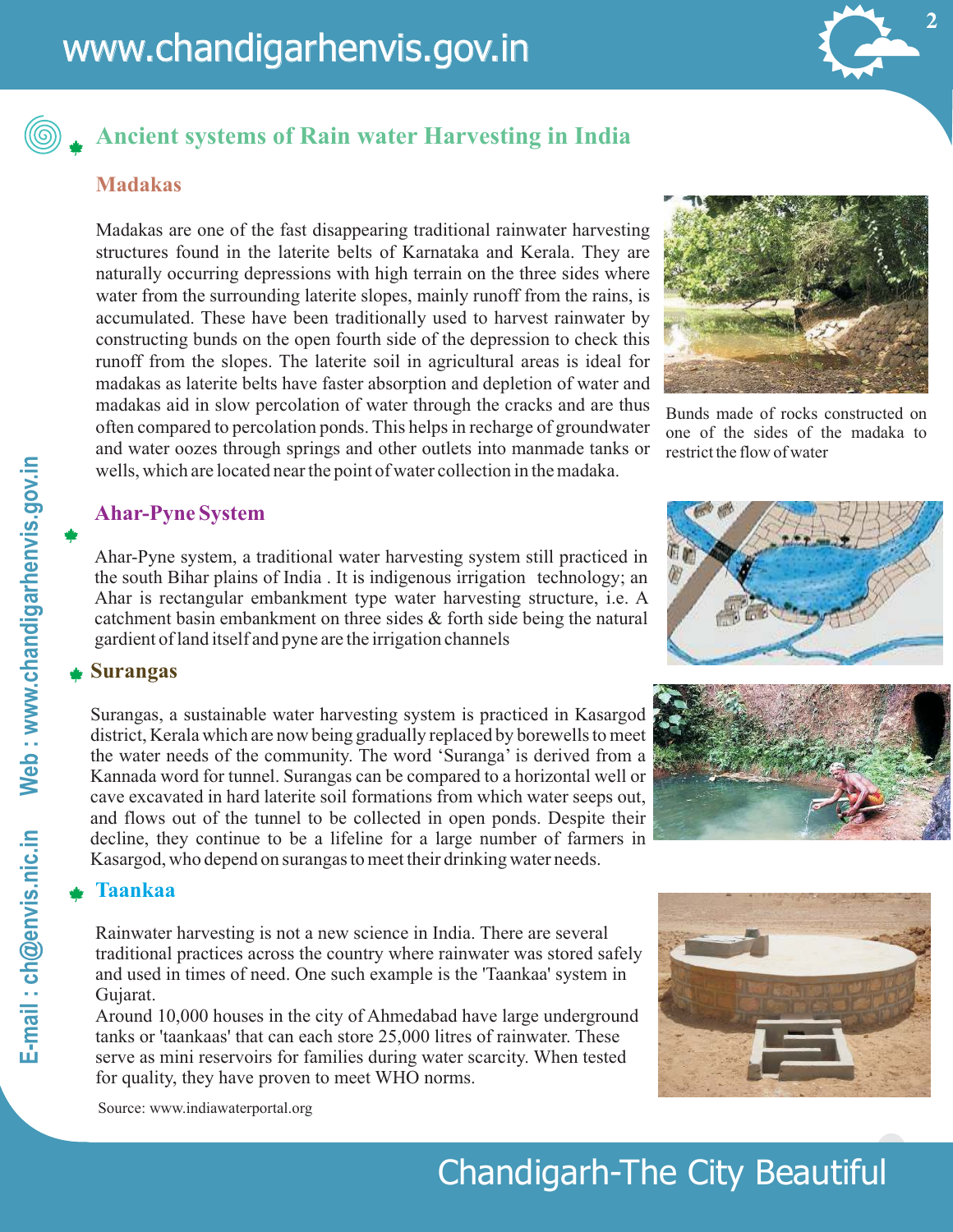# Ancient systems of Rain water Harvesting in India

## Madakas

Madakas are one of the fast disappearing traditional rainwater harvesting structures found in the laterite belts of Karnataka and Kerala. They are naturally occurring depressions with high terrain on the three sides where water from the surrounding laterite slopes, mainly runoff from the rains, is accumulated. These have been traditionally used to harvest rainwater by constructing bunds on the open fourth side of the depression to check this runoff from the slopes. The laterite soil in agricultural areas is ideal for madakas as laterite belts have faster absorption and depletion of water and madakas aid in slow percolation of water through the cracks and are thus often compared to percolation ponds. This helps in recharge of groundwater and water oozes through springs and other outlets into manmade tanks or wells, which are located near the point of water collection in the madaka.

Bunds made of rocks constructed on one of the sides of the madaka to restrict the flow of water

## Ahar-Pyne System

Ahar-Pyne system, a traditional water harvesting system still practiced in the south Bihar plains of India . It is indigenous irrigation technology; an Ahar is rectangular embankment type water harvesting structure, i.e. A catchment basin embankment on three sides & forth side being the natural gardient of land itself and pyne are the irrigation channels

## Surangas

Surangas, a sustainable water harvesting system is practiced in Kasargod district, Kerala which are now being gradually replaced by borewells to meet the water needs of the community. The word 'Suranga' is derived from a Kannada word for tunnel. Surangas can be compared to a horizontal well or cave excavated in hard laterite soil formations from which water seeps out, and flows out of the tunnel to be collected in open ponds. Despite their decline, they continue to be a lifeline for a large number of farmers in Kasargod, who depend on surangas to meet their drinking water needs.

## Taankaa

Rainwater harvesting is not a new science in India. There are several traditional practices across the country where rainwater was stored safely and used in times of need. One such example is the 'Taankaa' system in Gujarat.

Around 10,000 houses in the city of Ahmedabad have large underground tanks or 'taankaas' that can each store 25,000 litres of rainwater. These serve as mini reservoirs for families during water scarcity. When tested for quality, they have proven to meet WHO norms.

Source: www.indiawaterportal.org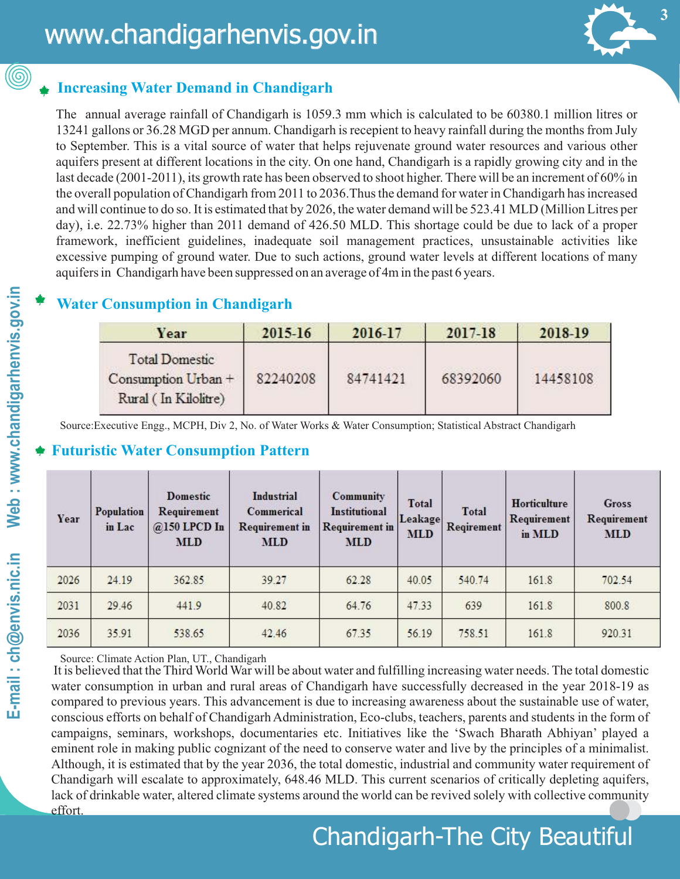## Increasing Water Demand in Chandigarh

The annual average rainfall of Chandigarh is 1059.3 mm which is calculated to be 60380.1 million litres or 13241 gallons or 36.28 MGD per annum. Chandigarh is recepient to heavy rainfall during the months from July to September. This is a vital source of water that helps rejuvenate ground water resources and various other aquifers present at different locations in the city. On one hand, Chandigarh is a rapidly growing city and in the last decade (2001-2011), its growth rate has been observed to shoot higher. There will be an increment of 60% in the overall population of Chandigarh from 2011 to 2036.Thus the demand for water in Chandigarh has increased and will continue to do so. It is estimated that by 2026, the water demand will be 523.41 MLD (Million Litres per day), i.e. 22.73% higher than 2011 demand of 426.50 MLD. This shortage could be due to lack of a proper framework, inefficient guidelines, inadequate soil management practices, unsustainable activities like excessive pumping of ground water. Due to such actions, ground water levels at different locations of many aquifers in Chandigarh have been suppressed on an average of 4m in the past 6 years.

## Water Consumption in Chandigarh

| Year | 2015-16 | 2016-17 | 2017-18 | 2018-19 |
|---|---|---|---|---|
| Total Domestic Consumption Urban + Rural ( In Kilolitre) | 82240208 | 84741421 | 68392060 | 14458108 |

Source:Executive Engg., MCPH, Div 2, No. of Water Works & Water Consumption; Statistical Abstract Chandigarh

## Futuristic Water Consumption Pattern

| Year | Population in Lac | Domestic Requirement @150 LPCD In MLD | Industrial Commerical Requirement in MLD | Community Institutional Requirement in MLD | Total Leakage MLD | Total Reqirement | Horticulture Requirement in MLD | Gross Requirement MLD |
|---|---|---|---|---|---|---|---|---|
| 2026 | 24.19 | 362.85 | 39.27 | 62.28 | 40.05 | 540.74 | 161.8 | 702.54 |
| 2031 | 29.46 | 441.9 | 40.82 | 64.76 | 47.33 | 639 | 161.8 | 800.8 |
| 2036 | 35.91 | 538.65 | 42.46 | 67.35 | 56.19 | 758.51 | 161.8 | 920.31 |

Source: Climate Action Plan, UT., Chandigarh

It is believed that the Third World War will be about water and fulfilling increasing water needs. The total domestic water consumption in urban and rural areas of Chandigarh have successfully decreased in the year 2018-19 as compared to previous years. This advancement is due to increasing awareness about the sustainable use of water, conscious efforts on behalf of Chandigarh Administration, Eco-clubs, teachers, parents and students in the form of campaigns, seminars, workshops, documentaries etc. Initiatives like the 'Swach Bharath Abhiyan' played a eminent role in making public cognizant of the need to conserve water and live by the principles of a minimalist. Although, it is estimated that by the year 2036, the total domestic, industrial and community water requirement of Chandigarh will escalate to approximately, 648.46 MLD. This current scenarios of critically depleting aquifers, lack of drinkable water, altered climate systems around the world can be revived solely with collective community effort.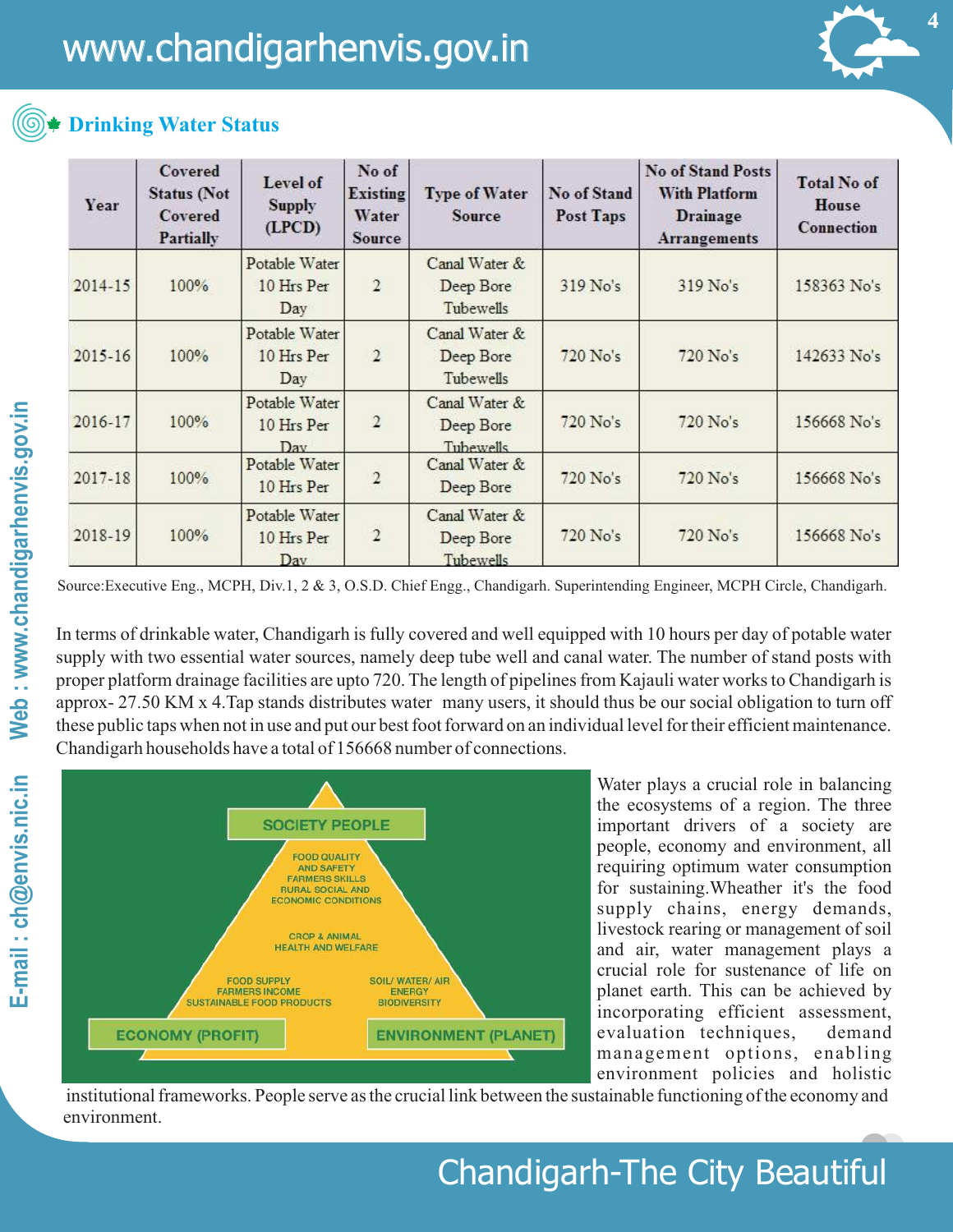## Drinking Water Status

| Year | Covered Status (Not Covered Partially | Level of Supply (LPCD) | No of Existing Water Source | Type of Water Source | No of Stand Post Taps | No of Stand Posts With Platform Drainage Arrangements | Total No of House Connection |
|---|---|---|---|---|---|---|---|
| 2014-15 | 100% | Potable Water 10 Hrs Per Day | 2 | Canal Water & Deep Bore Tubewells | 319 No's | 319 No's | 158363 No's |
| 2015-16 | 100% | Potable Water 10 Hrs Per Day | 2 | Canal Water & Deep Bore Tubewells | 720 No's | 720 No's | 142633 No's |
| 2016-17 | 100% | Potable Water 10 Hrs Per Day | 2 | Canal Water & Deep Bore Tubewells | 720 No's | 720 No's | 156668 No's |
| 2017-18 | 100% | Potable Water 10 Hrs Per | 2 | Canal Water & Deep Bore | 720 No's | 720 No's | 156668 No's |
| 2018-19 | 100% | Potable Water 10 Hrs Per Day | 2 | Canal Water & Deep Bore Tubewells | 720 No's | 720 No's | 156668 No's |

Source:Executive Eng., MCPH, Div.1, 2 & 3, O.S.D. Chief Engg., Chandigarh. Superintending Engineer, MCPH Circle, Chandigarh.

In terms of drinkable water, Chandigarh is fully covered and well equipped with 10 hours per day of potable water supply with two essential water sources, namely deep tube well and canal water. The number of stand posts with proper platform drainage facilities are upto 720. The length of pipelines from Kajauli water works to Chandigarh is approx- 27.50 KM x 4.Tap stands distributes water many users, it should thus be our social obligation to turn off these public taps when not in use and put our best foot forward on an individual level for their efficient maintenance. Chandigarh households have a total of 156668 number of connections.

SOCIETY PEOPLE
FOOD QUALITY AND SAFETY
FARMERS SKILLS
RURAL SOCIAL AND ECONOMIC CONDITIONS
CROP & ANIMAL HEALTH AND WELFARE
FOOD SUPPLY
FARMERS INCOME
SUSTAINABLE FOOD PRODUCTS
SOIL/ WATER/ AIR
ENERGY
BIODIVERSITY
ECONOMY (PROFIT)
ENVIRONMENT (PLANET)

Water plays a crucial role in balancing the ecosystems of a region. The three important drivers of a society are people, economy and environment, all requiring optimum water consumption for sustaining.Wheather it's the food supply chains, energy demands, livestock rearing or management of soil and air, water management plays a crucial role for sustenance of life on planet earth. This can be achieved by incorporating efficient assessment, evaluation techniques, demand management options, enabling environment policies and holistic institutional frameworks. People serve as the crucial link between the sustainable functioning of the economy and environment.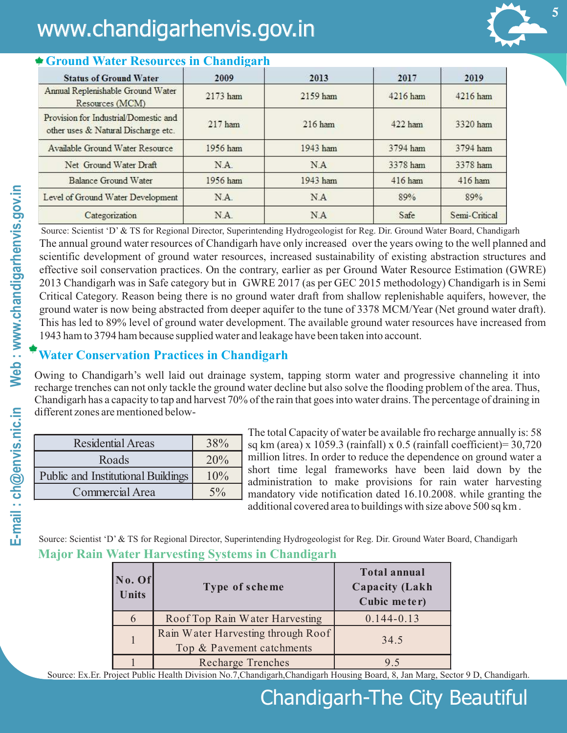## Ground Water Resources in Chandigarh

| Status of Ground Water | 2009 | 2013 | 2017 | 2019 |
|---|---|---|---|---|
| Annual Replenishable Ground Water Resources (MCM) | 2173 ham | 2159 ham | 4216 ham | 4216 ham |
| Provision for Industrial/Domestic and other uses & Natural Discharge etc. | 217 ham | 216 ham | 422 ham | 3320 ham |
| Available Ground Water Resource | 1956 ham | 1943 ham | 3794 ham | 3794 ham |
| Net Ground Water Draft | N.A. | N.A | 3378 ham | 3378 ham |
| Balance Ground Water | 1956 ham | 1943 ham | 416 ham | 416 ham |
| Level of Ground Water Development | N.A. | N.A | 89% | 89% |
| Categorization | N.A. | N.A | Safe | Semi-Critical |

Source: Scientist 'D' & TS for Regional Director, Superintending Hydrogeologist for Reg. Dir. Ground Water Board, Chandigarh

The annual ground water resources of Chandigarh have only increased over the years owing to the well planned and scientific development of ground water resources, increased sustainability of existing abstraction structures and effective soil conservation practices. On the contrary, earlier as per Ground Water Resource Estimation (GWRE) 2013 Chandigarh was in Safe category but in GWRE 2017 (as per GEC 2015 methodology) Chandigarh is in Semi Critical Category. Reason being there is no ground water draft from shallow replenishable aquifers, however, the ground water is now being abstracted from deeper aquifer to the tune of 3378 MCM/Year (Net ground water draft). This has led to 89% level of ground water development. The available ground water resources have increased from 1943 ham to 3794 ham because supplied water and leakage have been taken into account.

## Water Conservation Practices in Chandigarh

Owing to Chandigarh's well laid out drainage system, tapping storm water and progressive channeling it into recharge trenches can not only tackle the ground water decline but also solve the flooding problem of the area. Thus, Chandigarh has a capacity to tap and harvest 70% of the rain that goes into water drains. The percentage of draining in different zones are mentioned below-

| Zone | Percentage |
|---|---|
| Residential Areas | 38% |
| Roads | 20% |
| Public and Institutional Buildings | 10% |
| Commercial Area | 5% |

The total Capacity of water be available fro recharge annually is: 58 sq km (area) x 1059.3 (rainfall) x 0.5 (rainfall coefficient)= 30,720 million litres. In order to reduce the dependence on ground water a short time legal frameworks have been laid down by the administration to make provisions for rain water harvesting mandatory vide notification dated 16.10.2008. while granting the additional covered area to buildings with size above 500 sq km .

Source: Scientist 'D' & TS for Regional Director, Superintending Hydrogeologist for Reg. Dir. Ground Water Board, Chandigarh

## Major Rain Water Harvesting Systems in Chandigarh

| No. Of Units | Type of scheme | Total annual Capacity (Lakh Cubic meter) |
|---|---|---|
| 6 | Roof Top Rain Water Harvesting | 0.144-0.13 |
| 1 | Rain Water Harvesting through Roof Top & Pavement catchments | 34.5 |
| 1 | Recharge Trenches | 9.5 |

Source: Ex.Er. Project Public Health Division No.7,Chandigarh,Chandigarh Housing Board, 8, Jan Marg, Sector 9 D, Chandigarh.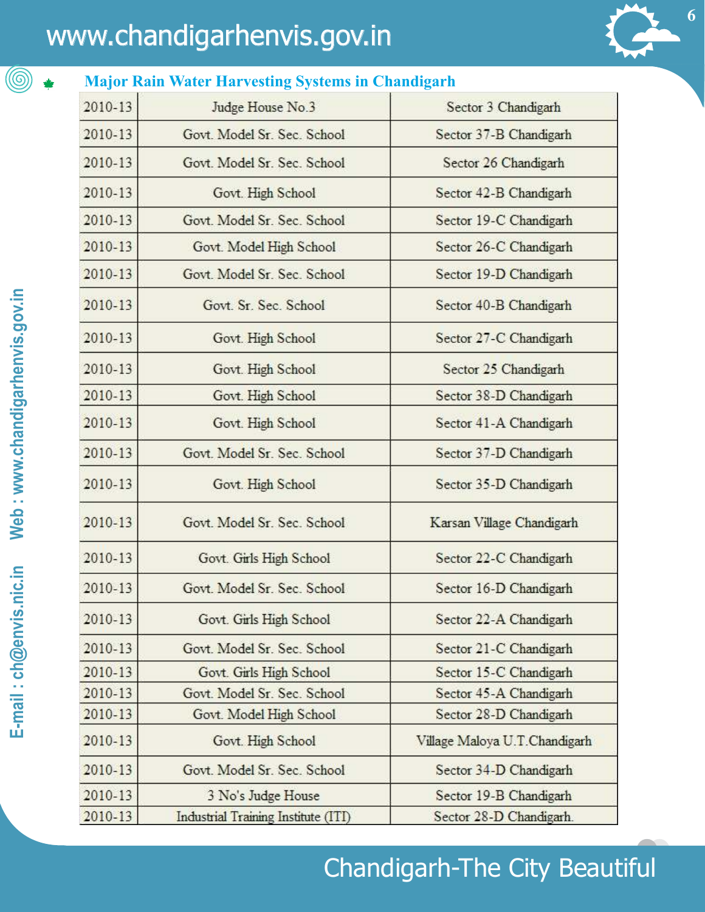## Major Rain Water Harvesting Systems in Chandigarh

| | | |
|---|---|---|
| 2010-13 | Judge House No.3 | Sector 3 Chandigarh |
| 2010-13 | Govt. Model Sr. Sec. School | Sector 37-B Chandigarh |
| 2010-13 | Govt. Model Sr. Sec. School | Sector 26 Chandigarh |
| 2010-13 | Govt. High School | Sector 42-B Chandigarh |
| 2010-13 | Govt. Model Sr. Sec. School | Sector 19-C Chandigarh |
| 2010-13 | Govt. Model High School | Sector 26-C Chandigarh |
| 2010-13 | Govt. Model Sr. Sec. School | Sector 19-D Chandigarh |
| 2010-13 | Govt. Sr. Sec. School | Sector 40-B Chandigarh |
| 2010-13 | Govt. High School | Sector 27-C Chandigarh |
| 2010-13 | Govt. High School | Sector 25 Chandigarh |
| 2010-13 | Govt. High School | Sector 38-D Chandigarh |
| 2010-13 | Govt. High School | Sector 41-A Chandigarh |
| 2010-13 | Govt. Model Sr. Sec. School | Sector 37-D Chandigarh |
| 2010-13 | Govt. High School | Sector 35-D Chandigarh |
| 2010-13 | Govt. Model Sr. Sec. School | Karsan Village Chandigarh |
| 2010-13 | Govt. Girls High School | Sector 22-C Chandigarh |
| 2010-13 | Govt. Model Sr. Sec. School | Sector 16-D Chandigarh |
| 2010-13 | Govt. Girls High School | Sector 22-A Chandigarh |
| 2010-13 | Govt. Model Sr. Sec. School | Sector 21-C Chandigarh |
| 2010-13 | Govt. Girls High School | Sector 15-C Chandigarh |
| 2010-13 | Govt. Model Sr. Sec. School | Sector 45-A Chandigarh |
| 2010-13 | Govt. Model High School | Sector 28-D Chandigarh |
| 2010-13 | Govt. High School | Village Maloya U.T.Chandigarh |
| 2010-13 | Govt. Model Sr. Sec. School | Sector 34-D Chandigarh |
| 2010-13 | 3 No's Judge House | Sector 19-B Chandigarh |
| 2010-13 | Industrial Training Institute (ITI) | Sector 28-D Chandigarh. |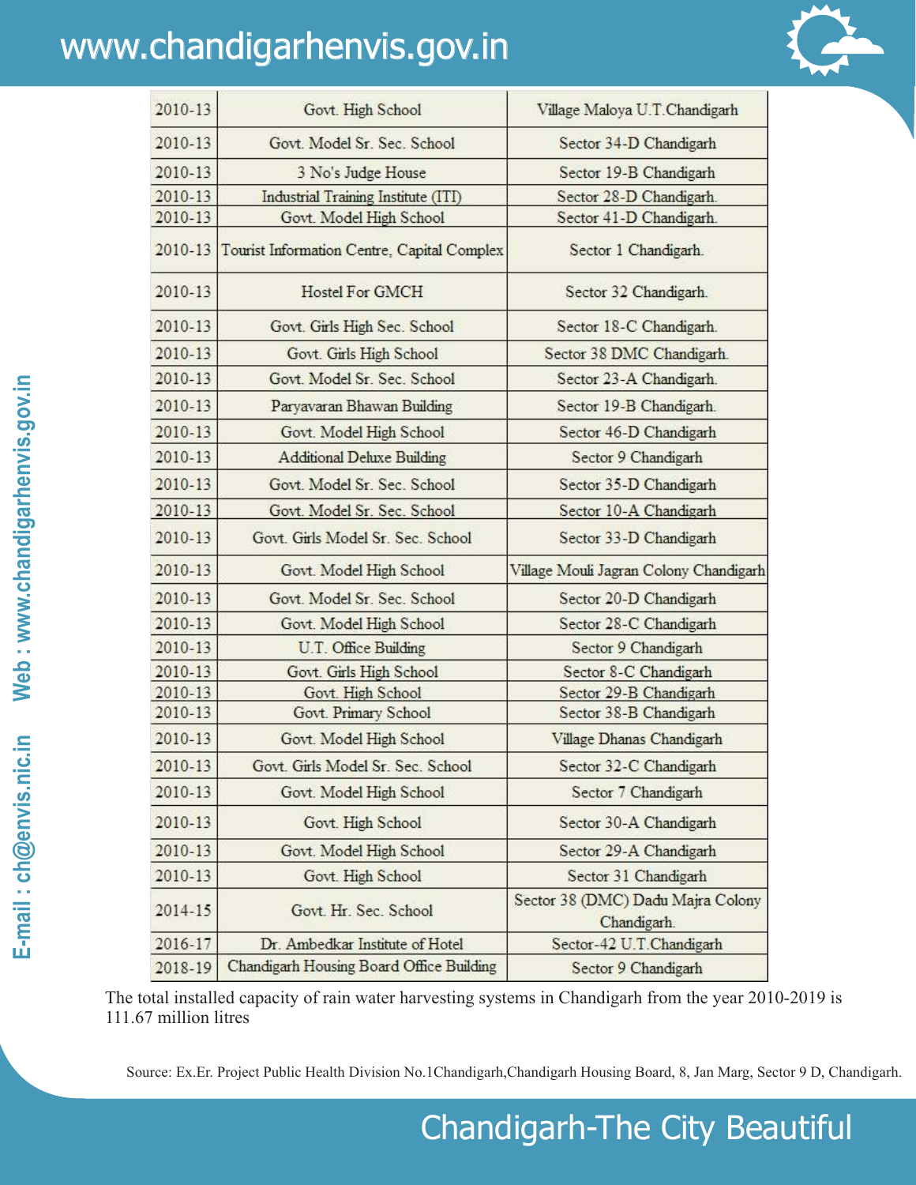| | | |
|---|---|---|
| 2010-13 | Govt. High School | Village Maloya U.T.Chandigarh |
| 2010-13 | Govt. Model Sr. Sec. School | Sector 34-D Chandigarh |
| 2010-13 | 3 No's Judge House | Sector 19-B Chandigarh |
| 2010-13 | Industrial Training Institute (ITI) | Sector 28-D Chandigarh. |
| 2010-13 | Govt. Model High School | Sector 41-D Chandigarh. |
| 2010-13 | Tourist Information Centre, Capital Complex | Sector 1 Chandigarh. |
| 2010-13 | Hostel For GMCH | Sector 32 Chandigarh. |
| 2010-13 | Govt. Girls High Sec. School | Sector 18-C Chandigarh. |
| 2010-13 | Govt. Girls High School | Sector 38 DMC Chandigarh. |
| 2010-13 | Govt. Model Sr. Sec. School | Sector 23-A Chandigarh. |
| 2010-13 | Paryavaran Bhawan Building | Sector 19-B Chandigarh. |
| 2010-13 | Govt. Model High School | Sector 46-D Chandigarh |
| 2010-13 | Additional Deluxe Building | Sector 9 Chandigarh |
| 2010-13 | Govt. Model Sr. Sec. School | Sector 35-D Chandigarh |
| 2010-13 | Govt. Model Sr. Sec. School | Sector 10-A Chandigarh |
| 2010-13 | Govt. Girls Model Sr. Sec. School | Sector 33-D Chandigarh |
| 2010-13 | Govt. Model High School | Village Mouli Jagran Colony Chandigarh |
| 2010-13 | Govt. Model Sr. Sec. School | Sector 20-D Chandigarh |
| 2010-13 | Govt. Model High School | Sector 28-C Chandigarh |
| 2010-13 | U.T. Office Building | Sector 9 Chandigarh |
| 2010-13 | Govt. Girls High School | Sector 8-C Chandigarh |
| 2010-13 | Govt. High School | Sector 29-B Chandigarh |
| 2010-13 | Govt. Primary School | Sector 38-B Chandigarh |
| 2010-13 | Govt. Model High School | Village Dhanas Chandigarh |
| 2010-13 | Govt. Girls Model Sr. Sec. School | Sector 32-C Chandigarh |
| 2010-13 | Govt. Model High School | Sector 7 Chandigarh |
| 2010-13 | Govt. High School | Sector 30-A Chandigarh |
| 2010-13 | Govt. Model High School | Sector 29-A Chandigarh |
| 2010-13 | Govt. High School | Sector 31 Chandigarh |
| 2014-15 | Govt. Hr. Sec. School | Sector 38 (DMC) Dadu Majra Colony Chandigarh. |
| 2016-17 | Dr. Ambedkar Institute of Hotel | Sector-42 U.T.Chandigarh |
| 2018-19 | Chandigarh Housing Board Office Building | Sector 9 Chandigarh |

The total installed capacity of rain water harvesting systems in Chandigarh from the year 2010-2019 is 111.67 million litres

Source: Ex.Er. Project Public Health Division No.1Chandigarh,Chandigarh Housing Board, 8, Jan Marg, Sector 9 D, Chandigarh.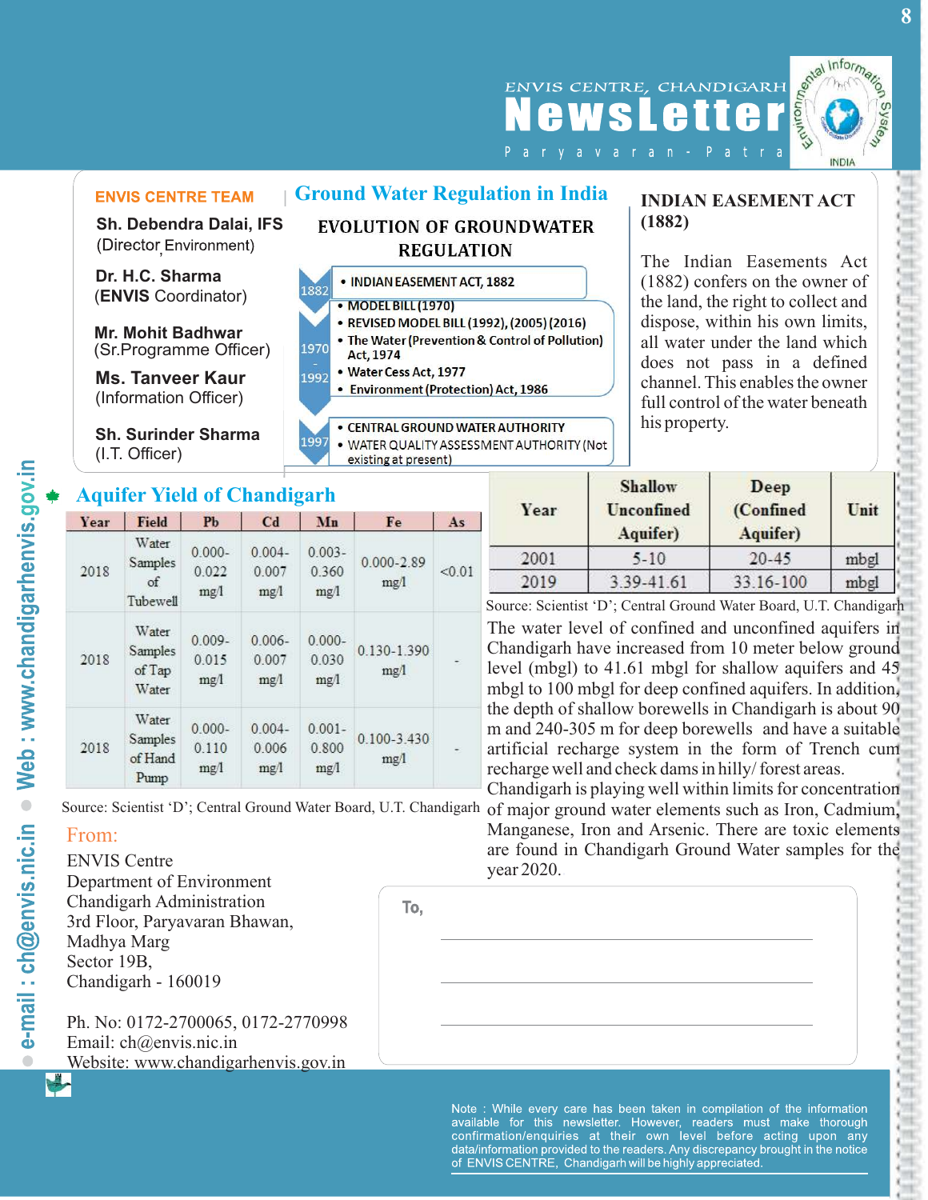## ENVIS CENTRE TEAM

**Sh. Debendra Dalai, IFS**
(Director Environment)

**Dr. H.C. Sharma**
(**ENVIS** Coordinator)

**Mr. Mohit Badhwar**
(Sr.Programme Officer)

**Ms. Tanveer Kaur**
(Information Officer)

**Sh. Surinder Sharma**
(I.T. Officer)

## Ground Water Regulation in India

### EVOLUTION OF GROUNDWATER REGULATION

1882
- INDIAN EASEMENT ACT, 1882

1970 - 1992
- MODEL BILL (1970)
- REVISED MODEL BILL (1992), (2005) (2016)
- The Water (Prevention & Control of Pollution) Act, 1974
- Water Cess Act, 1977
- Environment (Protection) Act, 1986

1997
- CENTRAL GROUND WATER AUTHORITY
- WATER QUALITY ASSESSMENT AUTHORITY (Not existing at present)

### INDIAN EASEMENT ACT (1882)

The Indian Easements Act (1882) confers on the owner of the land, the right to collect and dispose, within his own limits, all water under the land which does not pass in a defined channel. This enables the owner full control of the water beneath his property.

## Aquifer Yield of Chandigarh

| Year | Field | Pb | Cd | Mn | Fe | As |
|---|---|---|---|---|---|---|
| 2018 | Water Samples of Tubewell | 0.000-0.022 mg/l | 0.004-0.007 mg/l | 0.003-0.360 mg/l | 0.000-2.89 mg/l | <0.01 |
| 2018 | Water Samples of Tap Water | 0.009-0.015 mg/l | 0.006-0.007 mg/l | 0.000-0.030 mg/l | 0.130-1.390 mg/l | - |
| 2018 | Water Samples of Hand Pump | 0.000-0.110 mg/l | 0.004-0.006 mg/l | 0.001-0.800 mg/l | 0.100-3.430 mg/l | - |

Source: Scientist 'D'; Central Ground Water Board, U.T. Chandigarh

| Year | Shallow Unconfined Aquifer) | Deep (Confined Aquifer) | Unit |
|---|---|---|---|
| 2001 | 5-10 | 20-45 | mbgl |
| 2019 | 3.39-41.61 | 33.16-100 | mbgl |

Source: Scientist 'D'; Central Ground Water Board, U.T. Chandigarh

The water level of confined and unconfined aquifers in Chandigarh have increased from 10 meter below ground level (mbgl) to 41.61 mbgl for shallow aquifers and 45 mbgl to 100 mbgl for deep confined aquifers. In addition, the depth of shallow borewells in Chandigarh is about 90 m and 240-305 m for deep borewells and have a suitable artificial recharge system in the form of Trench cum recharge well and check dams in hilly/ forest areas. Chandigarh is playing well within limits for concentration of major ground water elements such as Iron, Cadmium, Manganese, Iron and Arsenic. There are toxic elements are found in Chandigarh Ground Water samples for the year 2020.

From:

ENVIS Centre
Department of Environment
Chandigarh Administration
3rd Floor, Paryavaran Bhawan,
Madhya Marg
Sector 19B,
Chandigarh - 160019

Ph. No: 0172-2700065, 0172-2770998
Email: ch@envis.nic.in
Website: www.chandigarhenvis.gov.in

To,

Note : While every care has been taken in compilation of the information available for this newsletter. However, readers must make thorough confirmation/enquiries at their own level before acting upon any data/information provided to the readers. Any discrepancy brought in the notice of ENVIS CENTRE, Chandigarh will be highly appreciated.